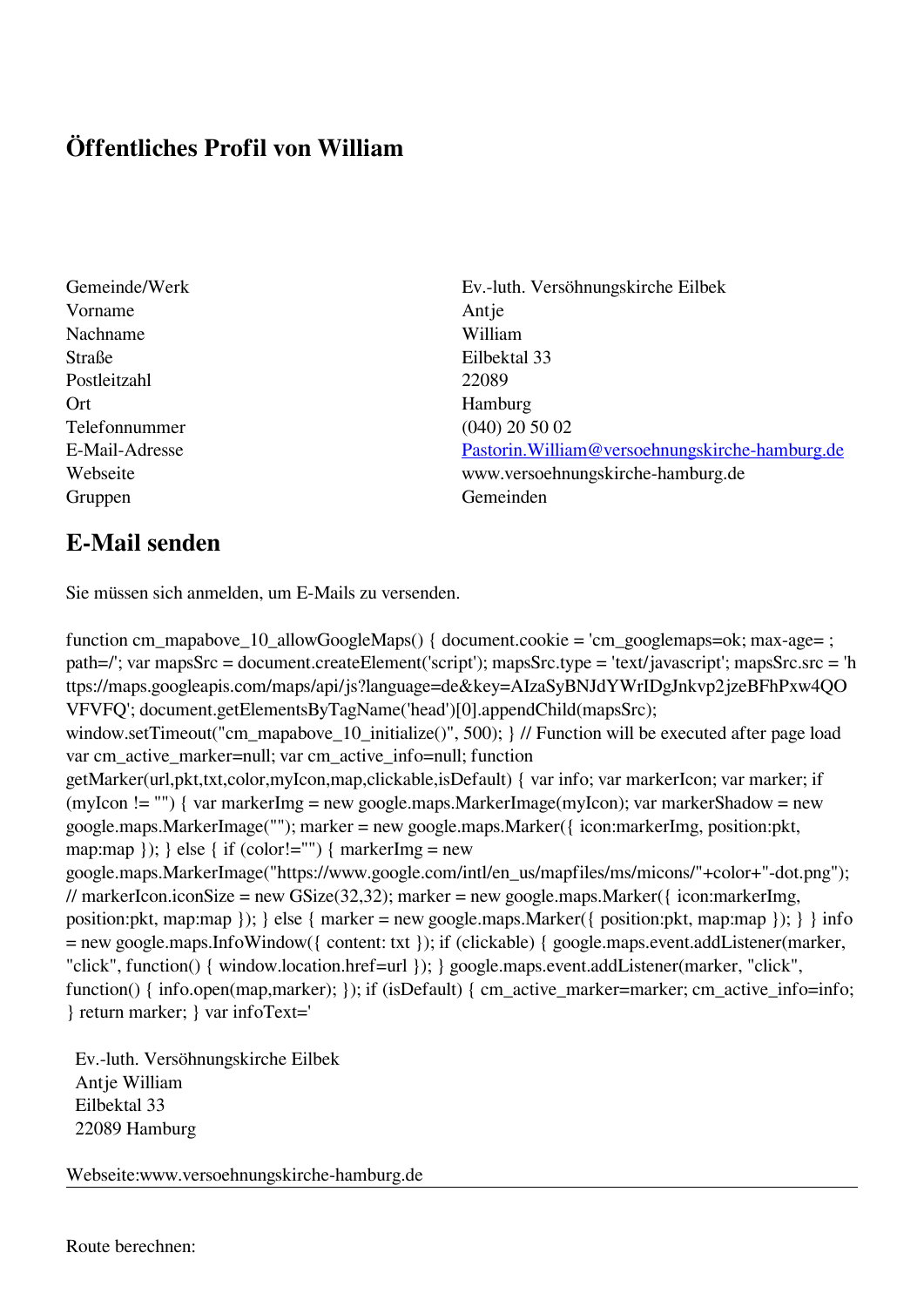## Öffentliches Profil von William

| | |
|---|---|
| Gemeinde/Werk | Ev.-luth. Versöhnungskirche Eilbek |
| Vorname | Antje |
| Nachname | William |
| Straße | Eilbektal 33 |
| Postleitzahl | 22089 |
| Ort | Hamburg |
| Telefonnummer | (040) 20 50 02 |
| E-Mail-Adresse | Pastorin.William@versoehnungskirche-hamburg.de |
| Webseite | www.versoehnungskirche-hamburg.de |
| Gruppen | Gemeinden |

## E-Mail senden

Sie müssen sich anmelden, um E-Mails zu versenden.

```
function cm_mapabove_10_allowGoogleMaps() { document.cookie = 'cm_googlemaps=ok; max-age= ; path=/'; var mapsSrc = document.createElement('script'); mapsSrc.type = 'text/javascript'; mapsSrc.src = 'https://maps.googleapis.com/maps/api/js?language=de&key=AIzaSyBNJdYWrIDgJnkvp2jzeBFhPxw4QOVFVFQ'; document.getElementsByTagName('head')[0].appendChild(mapsSrc); window.setTimeout("cm_mapabove_10_initialize()", 500); } // Function will be executed after page load var cm_active_marker=null; var cm_active_info=null; function getMarker(url,pkt,txt,color,myIcon,map,clickable,isDefault) { var info; var markerIcon; var marker; if (myIcon != "") { var markerImg = new google.maps.MarkerImage(myIcon); var markerShadow = new google.maps.MarkerImage(""); marker = new google.maps.Marker({ icon:markerImg, position:pkt, map:map }); } else { if (color!="") { markerImg = new google.maps.MarkerImage("https://www.google.com/intl/en_us/mapfiles/ms/micons/"+color+"-dot.png"); // markerIcon.iconSize = new GSize(32,32); marker = new google.maps.Marker({ icon:markerImg, position:pkt, map:map }); } else { marker = new google.maps.Marker({ position:pkt, map:map }); } } info = new google.maps.InfoWindow({ content: txt }); if (clickable) { google.maps.event.addListener(marker, "click", function() { window.location.href=url }); } google.maps.event.addListener(marker, "click", function() { info.open(map,marker); }); if (isDefault) { cm_active_marker=marker; cm_active_info=info; } return marker; } var infoText='
```

Ev.-luth. Versöhnungskirche Eilbek
Antje William
Eilbektal 33
22089 Hamburg

Webseite:www.versoehnungskirche-hamburg.de

---

Route berechnen: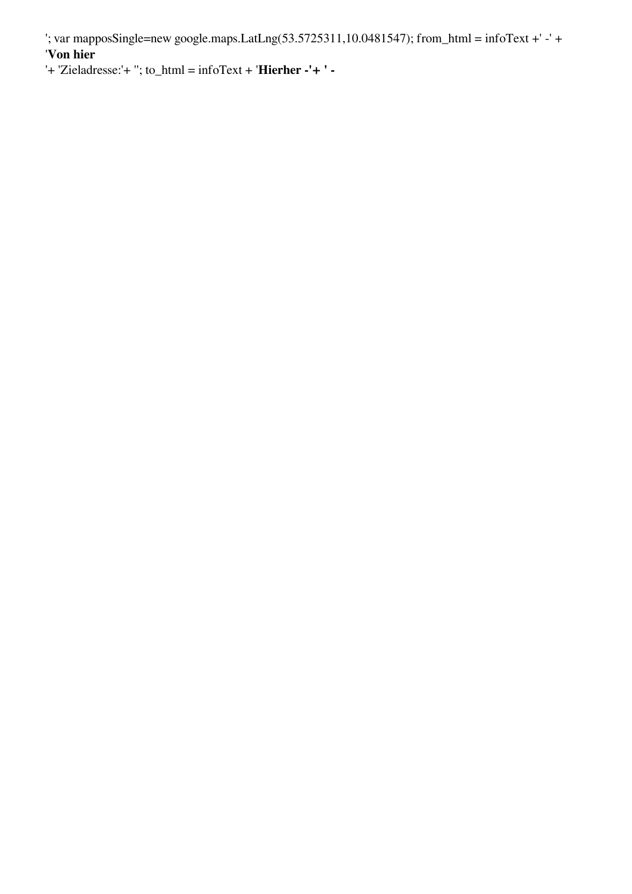'; var mapposSingle=new google.maps.LatLng(53.5725311,10.0481547); from_html = infoText +' -' +
'**Von hier**
'+ 'Zieladresse:'+ ''; to_html = infoText + '**Hierher -'+ ' -**